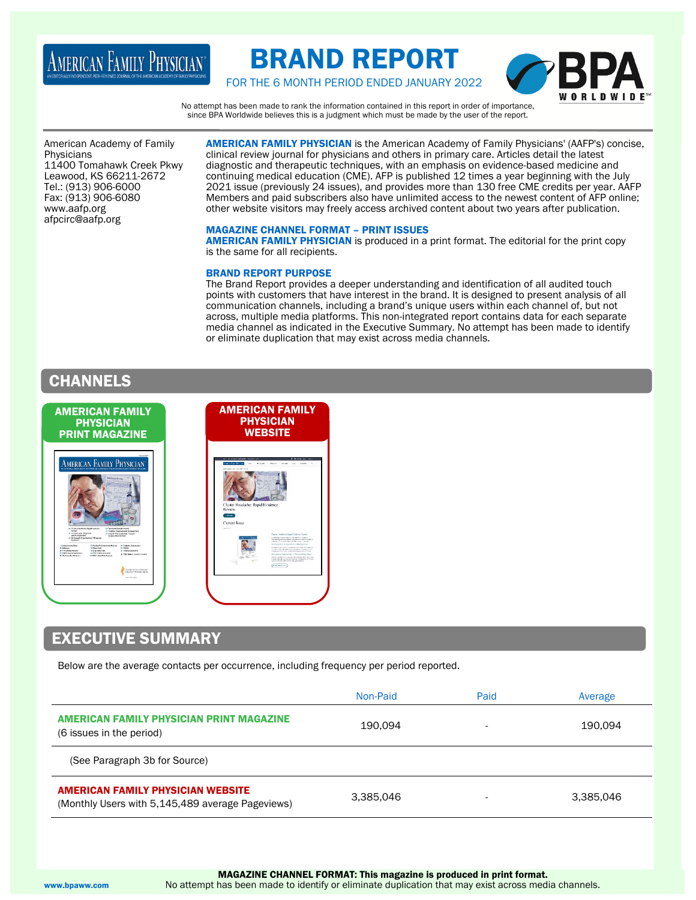# BRAND REPORT

FOR THE 6 MONTH PERIOD ENDED JANUARY 2022

No attempt has been made to rank the information contained in this report in order of importance, since BPA Worldwide believes this is a judgment which must be made by the user of the report.

American Academy of Family Physicians
11400 Tomahawk Creek Pkwy
Leawood, KS 66211-2672
Tel.: (913) 906-6000
Fax: (913) 906-6080
www.aafp.org
afpcirc@aafp.org

**AMERICAN FAMILY PHYSICIAN** is the American Academy of Family Physicians' (AAFP's) concise, clinical review journal for physicians and others in primary care. Articles detail the latest diagnostic and therapeutic techniques, with an emphasis on evidence-based medicine and continuing medical education (CME). AFP is published 12 times a year beginning with the July 2021 issue (previously 24 issues), and provides more than 130 free CME credits per year. AAFP Members and paid subscribers also have unlimited access to the newest content of AFP online; other website visitors may freely access archived content about two years after publication.

### MAGAZINE CHANNEL FORMAT – PRINT ISSUES

**AMERICAN FAMILY PHYSICIAN** is produced in a print format. The editorial for the print copy is the same for all recipients.

### BRAND REPORT PURPOSE

The Brand Report provides a deeper understanding and identification of all audited touch points with customers that have interest in the brand. It is designed to present analysis of all communication channels, including a brand's unique users within each channel of, but not across, multiple media platforms. This non-integrated report contains data for each separate media channel as indicated in the Executive Summary. No attempt has been made to identify or eliminate duplication that may exist across media channels.

## CHANNELS

**AMERICAN FAMILY PHYSICIAN PRINT MAGAZINE**

**AMERICAN FAMILY PHYSICIAN WEBSITE**

## EXECUTIVE SUMMARY

Below are the average contacts per occurrence, including frequency per period reported.

| | Non-Paid | Paid | Average |
|---|---|---|---|
| **AMERICAN FAMILY PHYSICIAN PRINT MAGAZINE** (6 issues in the period) | 190,094 | - | 190,094 |
| (See Paragraph 3b for Source) | | | |
| **AMERICAN FAMILY PHYSICIAN WEBSITE** (Monthly Users with 5,145,489 average Pageviews) | 3,385,046 | - | 3,385,046 |

**MAGAZINE CHANNEL FORMAT: This magazine is produced in print format.**
No attempt has been made to identify or eliminate duplication that may exist across media channels.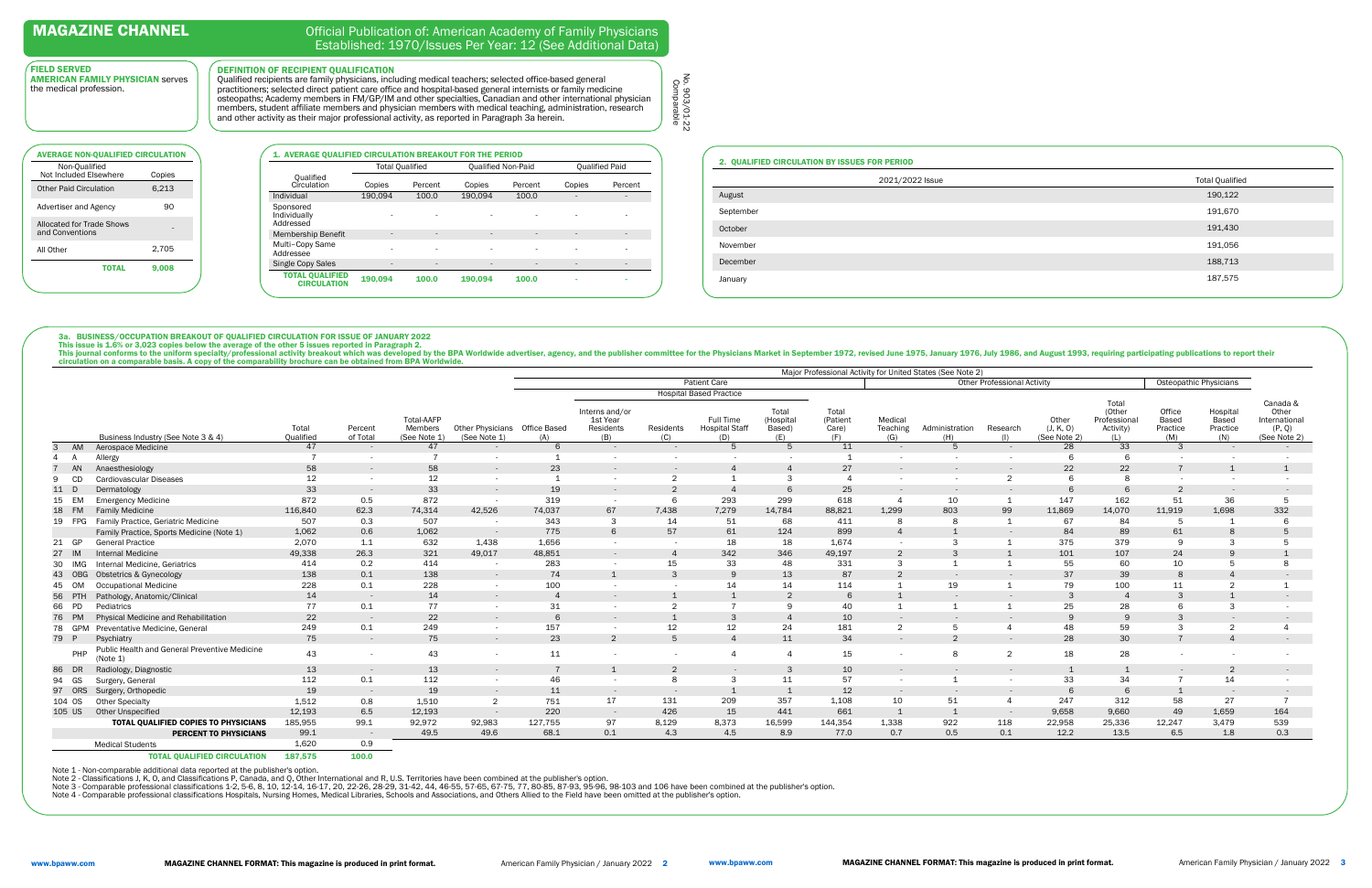# MAGAZINE CHANNEL

Official Publication of: American Academy of Family Physicians
Established: 1970/Issues Per Year: 12 (See Additional Data)

No. 903/01-22
Comparable

### FIELD SERVED

**AMERICAN FAMILY PHYSICIAN** serves the medical profession.

### DEFINITION OF RECIPIENT QUALIFICATION

Qualified recipients are family physicians, including medical teachers; selected office-based general practitioners; selected direct patient care office and hospital-based general internists or family medicine osteopaths; Academy members in FM/GP/IM and other specialties. Canadian and other international physician members, student affiliate members and physician members with medical teaching, administration, research and other activity as their major professional activity, as reported in Paragraph 3a herein.

### AVERAGE NON-QUALIFIED CIRCULATION

| Non-Qualified Not Included Elsewhere | Copies |
|---|---|
| Other Paid Circulation | 6,213 |
| Advertiser and Agency | 90 |
| Allocated for Trade Shows and Conventions | - |
| All Other | 2,705 |
| **TOTAL** | **9,008** |

### 1. AVERAGE QUALIFIED CIRCULATION BREAKOUT FOR THE PERIOD

| Qualified Circulation | Total Qualified | | Qualified Non-Paid | | Qualified Paid | |
|---|---|---|---|---|---|---|
| | Copies | Percent | Copies | Percent | Copies | Percent |
| Individual | 190,094 | 100.0 | 190,094 | 100.0 | - | - |
| Sponsored Individually Addressed | - | - | - | - | - | - |
| Membership Benefit | - | - | - | - | - | - |
| Multi-Copy Same Addressee | - | - | - | - | - | - |
| Single Copy Sales | - | - | - | - | - | - |
| **TOTAL QUALIFIED CIRCULATION** | **190,094** | **100.0** | **190,094** | **100.0** | - | - |

### 2. QUALIFIED CIRCULATION BY ISSUES FOR PERIOD

| 2021/2022 Issue | Total Qualified |
|---|---|
| August | 190,122 |
| September | 191,670 |
| October | 191,430 |
| November | 191,056 |
| December | 188,713 |
| January | 187,575 |

### 3a. BUSINESS/OCCUPATION BREAKOUT OF QUALIFIED CIRCULATION FOR ISSUE OF JANUARY 2022

**This issue is 1.6% or 3,023 copies below the average of the other 5 issues reported in Paragraph 2.**

**This journal conforms to the uniform specialty/professional activity breakout which was developed by the BPA Worldwide advertiser, agency, and the publisher committee for the Physicians Market in September 1972, revised June 1975, January 1976, July 1986, and August 1993, requiring participating publications to report their circulation on a comparable basis. A copy of the comparability brochure can be obtained from BPA Worldwide.**

| | | Business Industry (See Note 3 & 4) | Total Qualified | Percent of Total | Total-AAFP Members (See Note 1) | Other Physicians (See Note 1) | Patient Care: Office Based (A) | Hospital Based Practice: Interns and/or 1st Year Residents (B) | Residents (C) | Full Time Hospital Staff (D) | Total (Hospital Based) (E) | Total (Patient Care) (F) | Other Professional Activity: Medical Teaching (G) | Administration (H) | Research (I) | Other (J, K, O) (See Note 2) | Total (Other Professional Activity) (L) | Osteopathic Physicians: Office Based Practice (M) | Hospital Based Practice (N) | Canada & Other International (P, Q) (See Note 2) |
|---|---|---|---|---|---|---|---|---|---|---|---|---|---|---|---|---|---|---|---|---|
| 3 | AM | Aerospace Medicine | 47 | - | 47 | - | 6 | - | - | 5 | 5 | 11 | - | 5 | - | 28 | 33 | 3 | - | - |
| 4 | A | Allergy | 7 | - | 7 | - | 1 | - | - | - | - | 1 | - | - | - | 6 | 6 | - | - | - |
| 7 | AN | Anaesthesiology | 58 | - | 58 | - | 23 | - | - | 4 | 4 | 27 | - | - | - | 22 | 22 | 7 | 1 | 1 |
| 9 | CD | Cardiovascular Diseases | 12 | - | 12 | - | 1 | - | 2 | 1 | 3 | 4 | - | - | 2 | 6 | 8 | - | - | - |
| 11 | D | Dermatology | 33 | - | 33 | - | 19 | - | 2 | 4 | 6 | 25 | - | - | - | 6 | 6 | 2 | - | - |
| 15 | EM | Emergency Medicine | 872 | 0.5 | 872 | - | 319 | - | 6 | 293 | 299 | 618 | 4 | 10 | 1 | 147 | 162 | 51 | 36 | 5 |
| 18 | FM | Family Medicine | 116,840 | 62.3 | 74,314 | 42,526 | 74,037 | 67 | 7,438 | 7,279 | 14,784 | 88,821 | 1,299 | 803 | 99 | 11,869 | 14,070 | 11,919 | 1,698 | 332 |
| 19 | FPG | Family Practice, Geriatric Medicine | 507 | 0.3 | 507 | - | 343 | 3 | 14 | 51 | 68 | 411 | 8 | 8 | 1 | 67 | 84 | 5 | 1 | 6 |
| | | Family Practice, Sports Medicine (Note 1) | 1,062 | 0.6 | 1,062 | - | 775 | 6 | 57 | 61 | 124 | 899 | 4 | 1 | - | 84 | 89 | 61 | 8 | 5 |
| 21 | GP | General Practice | 2,070 | 1.1 | 632 | 1,438 | 1,656 | - | - | 18 | 18 | 1,674 | - | 3 | 1 | 375 | 379 | 9 | 3 | 5 |
| 27 | IM | Internal Medicine | 49,338 | 26.3 | 321 | 49,017 | 48,851 | - | 4 | 342 | 346 | 49,197 | 2 | 3 | 1 | 101 | 107 | 24 | 9 | 1 |
| 30 | IMG | Internal Medicine, Geriatrics | 414 | 0.2 | 414 | - | 283 | - | 15 | 33 | 48 | 331 | 3 | 1 | 1 | 55 | 60 | 10 | 5 | 8 |
| 43 | OBG | Obstetrics & Gynecology | 138 | 0.1 | 138 | - | 74 | 1 | 3 | 9 | 13 | 87 | 2 | - | - | 37 | 39 | 8 | 4 | - |
| 45 | OM | Occupational Medicine | 228 | 0.1 | 228 | - | 100 | - | - | 14 | 14 | 114 | 1 | 19 | 1 | 79 | 100 | 11 | 2 | 1 |
| 56 | PTH | Pathology, Anatomic/Clinical | 14 | - | 14 | - | 4 | - | 1 | 1 | 2 | 6 | 1 | - | - | 3 | 4 | 3 | 1 | - |
| 66 | PD | Pediatrics | 77 | 0.1 | 77 | - | 31 | - | 2 | 7 | 9 | 40 | 1 | 1 | 1 | 25 | 28 | 6 | 3 | - |
| 76 | PM | Physical Medicine and Rehabilitation | 22 | - | 22 | - | 6 | - | 1 | 3 | 4 | 10 | - | - | - | 9 | 9 | 3 | - | - |
| 78 | GPM | Preventative Medicine, General | 249 | 0.1 | 249 | - | 157 | - | 12 | 12 | 24 | 181 | 2 | 5 | 4 | 48 | 59 | 3 | 2 | 4 |
| 79 | P | Psychiatry | 75 | - | 75 | - | 23 | 2 | 5 | 4 | 11 | 34 | - | 2 | - | 28 | 30 | 7 | 4 | - |
| | PHP | Public Health and General Preventive Medicine (Note 1) | 43 | - | 43 | - | 11 | - | - | 4 | 4 | 15 | - | 8 | 2 | 18 | 28 | - | - | - |
| 86 | DR | Radiology, Diagnostic | 13 | - | 13 | - | 7 | 1 | 2 | - | 3 | 10 | - | - | - | 1 | 1 | - | 2 | - |
| 94 | GS | Surgery, General | 112 | 0.1 | 112 | - | 46 | - | 8 | 3 | 11 | 57 | - | 1 | - | 33 | 34 | 7 | 14 | - |
| 97 | ORS | Surgery, Orthopedic | 19 | - | 19 | - | 11 | - | - | 1 | 1 | 12 | - | - | - | 6 | 6 | 1 | - | - |
| 104 | OS | Other Specialty | 1,512 | 0.8 | 1,510 | 2 | 751 | 17 | 131 | 209 | 357 | 1,108 | 10 | 51 | 4 | 247 | 312 | 58 | 27 | 7 |
| 105 | US | Other Unspecified | 12,193 | 6.5 | 12,193 | - | 220 | - | 426 | 15 | 441 | 661 | 1 | 1 | - | 9,658 | 9,660 | 49 | 1,659 | 164 |
| | | **TOTAL QUALIFIED COPIES TO PHYSICIANS** | 185,955 | 99.1 | 92,972 | 92,983 | 127,755 | 97 | 8,129 | 8,373 | 16,599 | 144,354 | 1,338 | 922 | 118 | 22,958 | 25,336 | 12,247 | 3,479 | 539 |
| | | **PERCENT TO PHYSICIANS** | 99.1 | - | 49.5 | 49.6 | 68.1 | 0.1 | 4.3 | 4.5 | 8.9 | 77.0 | 0.7 | 0.5 | 0.1 | 12.2 | 13.5 | 6.5 | 1.8 | 0.3 |
| | | Medical Students | 1,620 | 0.9 | | | | | | | | | | | | | | | | |
| | | **TOTAL QUALIFIED CIRCULATION** | **187,575** | **100.0** | | | | | | | | | | | | | | | | |

Note 1 - Non-comparable additional data reported at the publisher's option.
Note 2 - Classifications J, K, O, and Classifications P, Canada, and Q, Other International and R, U.S. Territories have been combined at the publisher's option.
Note 3 - Comparable professional classifications 1-2, 5-6, 8, 10, 12-14, 16-17, 20, 22-26, 28-29, 31-42, 44, 46-55, 57-65, 67-75, 77, 80-85, 87-93, 95-96, 98-103 and 106 have been combined at the publisher's option.
Note 4 - Comparable professional classifications Hospitals, Nursing Homes, Medical Libraries, Schools and Associations, and Others Allied to the Field have been omitted at the publisher's option.

MAGAZINE CHANNEL FORMAT: This magazine is produced in print format.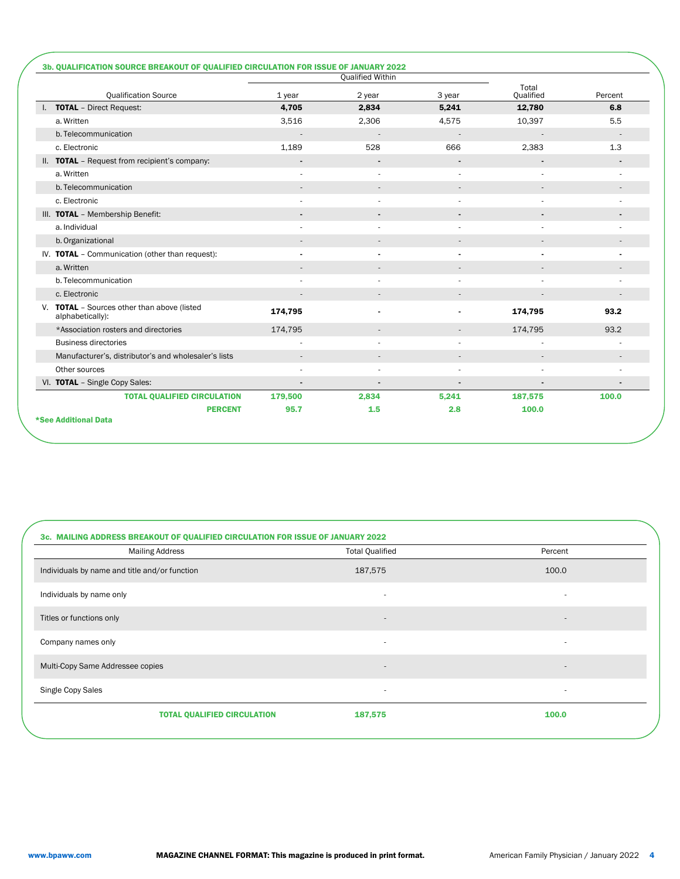### 3b. QUALIFICATION SOURCE BREAKOUT OF QUALIFIED CIRCULATION FOR ISSUE OF JANUARY 2022

| Qualification Source | Qualified Within | | | Total Qualified | Percent |
|---|---|---|---|---|---|
| | 1 year | 2 year | 3 year | | |
| I. **TOTAL** – Direct Request: | **4,705** | **2,834** | **5,241** | **12,780** | **6.8** |
| a. Written | 3,516 | 2,306 | 4,575 | 10,397 | 5.5 |
| b. Telecommunication | - | - | - | - | - |
| c. Electronic | 1,189 | 528 | 666 | 2,383 | 1.3 |
| II. **TOTAL** – Request from recipient's company: | - | - | - | - | - |
| a. Written | - | - | - | - | - |
| b. Telecommunication | - | - | - | - | - |
| c. Electronic | - | - | - | - | - |
| III. **TOTAL** – Membership Benefit: | - | - | - | - | - |
| a. Individual | - | - | - | - | - |
| b. Organizational | - | - | - | - | - |
| IV. **TOTAL** – Communication (other than request): | - | - | - | - | - |
| a. Written | - | - | - | - | - |
| b. Telecommunication | - | - | - | - | - |
| c. Electronic | - | - | - | - | - |
| V. **TOTAL** – Sources other than above (listed alphabetically): | **174,795** | - | - | **174,795** | **93.2** |
| *Association rosters and directories | 174,795 | - | - | 174,795 | 93.2 |
| Business directories | - | - | - | - | - |
| Manufacturer's, distributor's and wholesaler's lists | - | - | - | - | - |
| Other sources | - | - | - | - | - |
| VI. **TOTAL** – Single Copy Sales: | - | - | - | - | - |
| **TOTAL QUALIFIED CIRCULATION** | **179,500** | **2,834** | **5,241** | **187,575** | **100.0** |
| **PERCENT** | **95.7** | **1.5** | **2.8** | **100.0** | |

**\*See Additional Data**

### 3c. MAILING ADDRESS BREAKOUT OF QUALIFIED CIRCULATION FOR ISSUE OF JANUARY 2022

| Mailing Address | Total Qualified | Percent |
|---|---|---|
| Individuals by name and title and/or function | 187,575 | 100.0 |
| Individuals by name only | - | - |
| Titles or functions only | - | - |
| Company names only | - | - |
| Multi-Copy Same Addressee copies | - | - |
| Single Copy Sales | - | - |
| **TOTAL QUALIFIED CIRCULATION** | **187,575** | **100.0** |

**MAGAZINE CHANNEL FORMAT: This magazine is produced in print format.**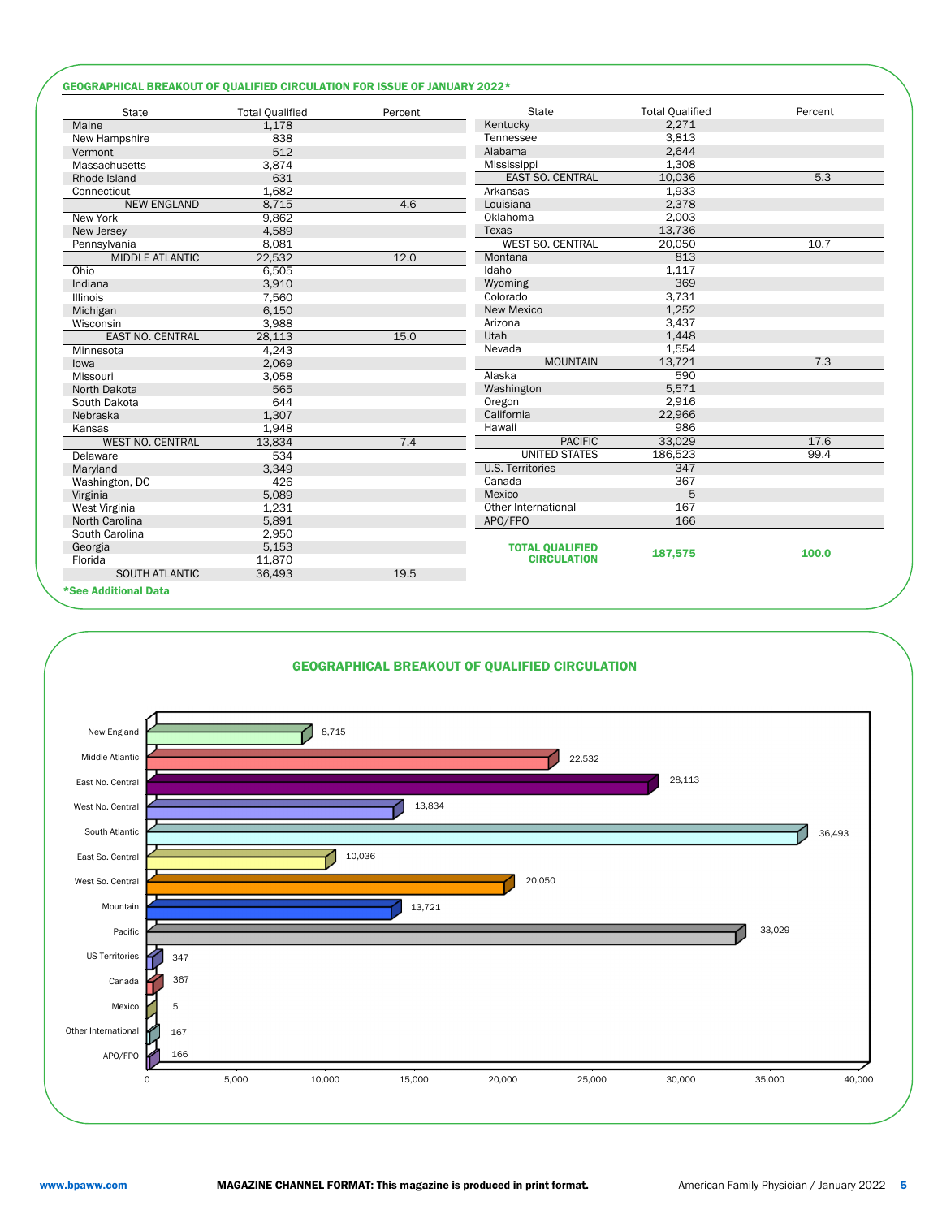## GEOGRAPHICAL BREAKOUT OF QUALIFIED CIRCULATION FOR ISSUE OF JANUARY 2022*

| State | Total Qualified | Percent |
|---|---|---|
| Maine | 1,178 | |
| New Hampshire | 838 | |
| Vermont | 512 | |
| Massachusetts | 3,874 | |
| Rhode Island | 631 | |
| Connecticut | 1,682 | |
| NEW ENGLAND | 8,715 | 4.6 |
| New York | 9,862 | |
| New Jersey | 4,589 | |
| Pennsylvania | 8,081 | |
| MIDDLE ATLANTIC | 22,532 | 12.0 |
| Ohio | 6,505 | |
| Indiana | 3,910 | |
| Illinois | 7,560 | |
| Michigan | 6,150 | |
| Wisconsin | 3,988 | |
| EAST NO. CENTRAL | 28,113 | 15.0 |
| Minnesota | 4,243 | |
| Iowa | 2,069 | |
| Missouri | 3,058 | |
| North Dakota | 565 | |
| South Dakota | 644 | |
| Nebraska | 1,307 | |
| Kansas | 1,948 | |
| WEST NO. CENTRAL | 13,834 | 7.4 |
| Delaware | 534 | |
| Maryland | 3,349 | |
| Washington, DC | 426 | |
| Virginia | 5,089 | |
| West Virginia | 1,231 | |
| North Carolina | 5,891 | |
| South Carolina | 2,950 | |
| Georgia | 5,153 | |
| Florida | 11,870 | |
| SOUTH ATLANTIC | 36,493 | 19.5 |
| Kentucky | 2,271 | |
| Tennessee | 3,813 | |
| Alabama | 2,644 | |
| Mississippi | 1,308 | |
| EAST SO. CENTRAL | 10,036 | 5.3 |
| Arkansas | 1,933 | |
| Louisiana | 2,378 | |
| Oklahoma | 2,003 | |
| Texas | 13,736 | |
| WEST SO. CENTRAL | 20,050 | 10.7 |
| Montana | 813 | |
| Idaho | 1,117 | |
| Wyoming | 369 | |
| Colorado | 3,731 | |
| New Mexico | 1,252 | |
| Arizona | 3,437 | |
| Utah | 1,448 | |
| Nevada | 1,554 | |
| MOUNTAIN | 13,721 | 7.3 |
| Alaska | 590 | |
| Washington | 5,571 | |
| Oregon | 2,916 | |
| California | 22,966 | |
| Hawaii | 986 | |
| PACIFIC | 33,029 | 17.6 |
| UNITED STATES | 186,523 | 99.4 |
| U.S. Territories | 347 | |
| Canada | 367 | |
| Mexico | 5 | |
| Other International | 167 | |
| APO/FPO | 166 | |
| **TOTAL QUALIFIED CIRCULATION** | **187,575** | **100.0** |

***See Additional Data**

## GEOGRAPHICAL BREAKOUT OF QUALIFIED CIRCULATION

| Region | Qualified Circulation |
|---|---|
| New England | 8,715 |
| Middle Atlantic | 22,532 |
| East No. Central | 28,113 |
| West No. Central | 13,834 |
| South Atlantic | 36,493 |
| East So. Central | 10,036 |
| West So. Central | 20,050 |
| Mountain | 13,721 |
| Pacific | 33,029 |
| US Territories | 347 |
| Canada | 367 |
| Mexico | 5 |
| Other International | 167 |
| APO/FPO | 166 |

www.bpaww.com

**MAGAZINE CHANNEL FORMAT: This magazine is produced in print format.**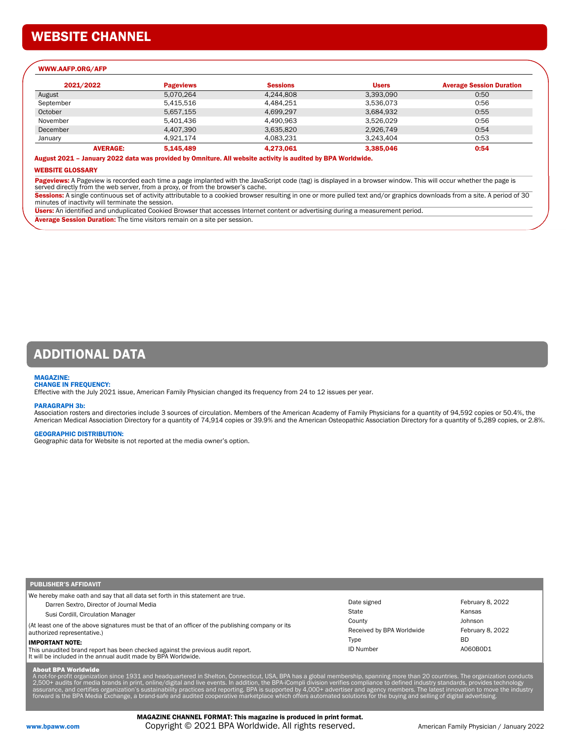## WEBSITE CHANNEL

### WWW.AAFP.ORG/AFP

| 2021/2022 | Pageviews | Sessions | Users | Average Session Duration |
|---|---|---|---|---|
| August | 5,070,264 | 4,244,808 | 3,393,090 | 0:50 |
| September | 5,415,516 | 4,484,251 | 3,536,073 | 0:56 |
| October | 5,657,155 | 4,699,297 | 3,684,932 | 0:55 |
| November | 5,401,436 | 4,490,963 | 3,526,029 | 0:56 |
| December | 4,407,390 | 3,635,820 | 2,926,749 | 0:54 |
| January | 4,921,174 | 4,083,231 | 3,243,404 | 0:53 |
| **AVERAGE:** | **5,145,489** | **4,273,061** | **3,385,046** | **0:54** |

**August 2021 – January 2022 data was provided by Omniture. All website activity is audited by BPA Worldwide.**

**WEBSITE GLOSSARY**

**Pageviews:** A Pageview is recorded each time a page implanted with the JavaScript code (tag) is displayed in a browser window. This will occur whether the page is served directly from the web server, from a proxy, or from the browser's cache.

**Sessions:** A single continuous set of activity attributable to a cookied browser resulting in one or more pulled text and/or graphics downloads from a site. A period of 30 minutes of inactivity will terminate the session.

**Users:** An identified and unduplicated Cookied Browser that accesses Internet content or advertising during a measurement period.

**Average Session Duration:** The time visitors remain on a site per session.

## ADDITIONAL DATA

**MAGAZINE:**
**CHANGE IN FREQUENCY:**
Effective with the July 2021 issue, American Family Physician changed its frequency from 24 to 12 issues per year.

**PARAGRAPH 3b:**
Association rosters and directories include 3 sources of circulation. Members of the American Academy of Family Physicians for a quantity of 94,592 copies or 50.4%, the American Medical Association Directory for a quantity of 74,914 copies or 39.9% and the American Osteopathic Association Directory for a quantity of 5,289 copies, or 2.8%.

**GEOGRAPHIC DISTRIBUTION:**
Geographic data for Website is not reported at the media owner's option.

**PUBLISHER'S AFFIDAVIT**

We hereby make oath and say that all data set forth in this statement are true.

Darren Sextro, Director of Journal Media

Susi Cordill, Circulation Manager

(At least one of the above signatures must be that of an officer of the publishing company or its authorized representative.)

**IMPORTANT NOTE:**
This unaudited brand report has been checked against the previous audit report.
It will be included in the annual audit made by BPA Worldwide.

| | |
|---|---|
| Date signed | February 8, 2022 |
| State | Kansas |
| County | Johnson |
| Received by BPA Worldwide | February 8, 2022 |
| Type | BD |
| ID Number | A060B0D1 |

**About BPA Worldwide**
A not-for-profit organization since 1931 and headquartered in Shelton, Connecticut, USA, BPA has a global membership, spanning more than 20 countries. The organization conducts 2,500+ audits for media brands in print, online/digital and live events. In addition, the BPA-iCompli division verifies compliance to defined industry standards, provides technology assurance, and certifies organization's sustainability practices and reporting. BPA is supported by 4,000+ advertiser and agency members. The latest innovation to move the industry forward is the BPA Media Exchange, a brand-safe and audited cooperative marketplace which offers automated solutions for the buying and selling of digital advertising.

**MAGAZINE CHANNEL FORMAT: This magazine is produced in print format.**
Copyright © 2021 BPA Worldwide. All rights reserved.